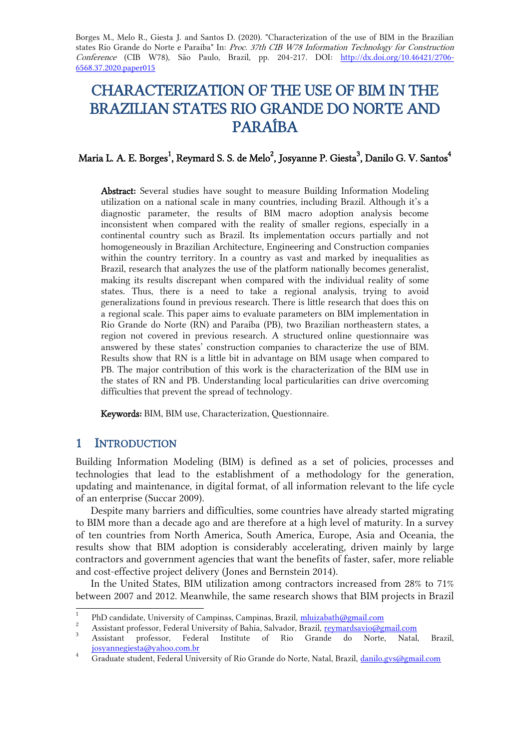Borges M., Melo R., Giesta J. and Santos D. (2020). "Characterization of the use of BIM in the Brazilian states Rio Grande do Norte e Paraiba" In: *Proc. 37th CIB W78 Information Technology for Construction Conference* (CIB W78), São Paulo, Brazil, pp. 204-217. DOI: http://dx.doi.org/10.46421/2706-6568.37.2020.paper015

# CHARACTERIZATION OF THE USE OF BIM IN THE BRAZILIAN STATES RIO GRANDE DO NORTE AND PARAÍBA

**Maria L. A. E. Borges[1], Reymard S. S. de Melo[2], Josyanne P. Giesta[3], Danilo G. V. Santos[4]**

**Abstract:** Several studies have sought to measure Building Information Modeling utilization on a national scale in many countries, including Brazil. Although it's a diagnostic parameter, the results of BIM macro adoption analysis become inconsistent when compared with the reality of smaller regions, especially in a continental country such as Brazil. Its implementation occurs partially and not homogeneously in Brazilian Architecture, Engineering and Construction companies within the country territory. In a country as vast and marked by inequalities as Brazil, research that analyzes the use of the platform nationally becomes generalist, making its results discrepant when compared with the individual reality of some states. Thus, there is a need to take a regional analysis, trying to avoid generalizations found in previous research. There is little research that does this on a regional scale. This paper aims to evaluate parameters on BIM implementation in Rio Grande do Norte (RN) and Paraíba (PB), two Brazilian northeastern states, a region not covered in previous research. A structured online questionnaire was answered by these states' construction companies to characterize the use of BIM. Results show that RN is a little bit in advantage on BIM usage when compared to PB. The major contribution of this work is the characterization of the BIM use in the states of RN and PB. Understanding local particularities can drive overcoming difficulties that prevent the spread of technology.

**Keywords:** BIM, BIM use, Characterization, Questionnaire.

## 1 INTRODUCTION

Building Information Modeling (BIM) is defined as a set of policies, processes and technologies that lead to the establishment of a methodology for the generation, updating and maintenance, in digital format, of all information relevant to the life cycle of an enterprise (Succar 2009).

Despite many barriers and difficulties, some countries have already started migrating to BIM more than a decade ago and are therefore at a high level of maturity. In a survey of ten countries from North America, South America, Europe, Asia and Oceania, the results show that BIM adoption is considerably accelerating, driven mainly by large contractors and government agencies that want the benefits of faster, safer, more reliable and cost-effective project delivery (Jones and Bernstein 2014).

In the United States, BIM utilization among contractors increased from 28% to 71% between 2007 and 2012. Meanwhile, the same research shows that BIM projects in Brazil

---

[1] PhD candidate, University of Campinas, Campinas, Brazil, mluizabath@gmail.com

[2] Assistant professor, Federal University of Bahia, Salvador, Brazil, reymardsavio@gmail.com

[3] Assistant professor, Federal Institute of Rio Grande do Norte, Natal, Brazil, josyannegiesta@yahoo.com.br

[4] Graduate student, Federal University of Rio Grande do Norte, Natal, Brazil, danilo.gvs@gmail.com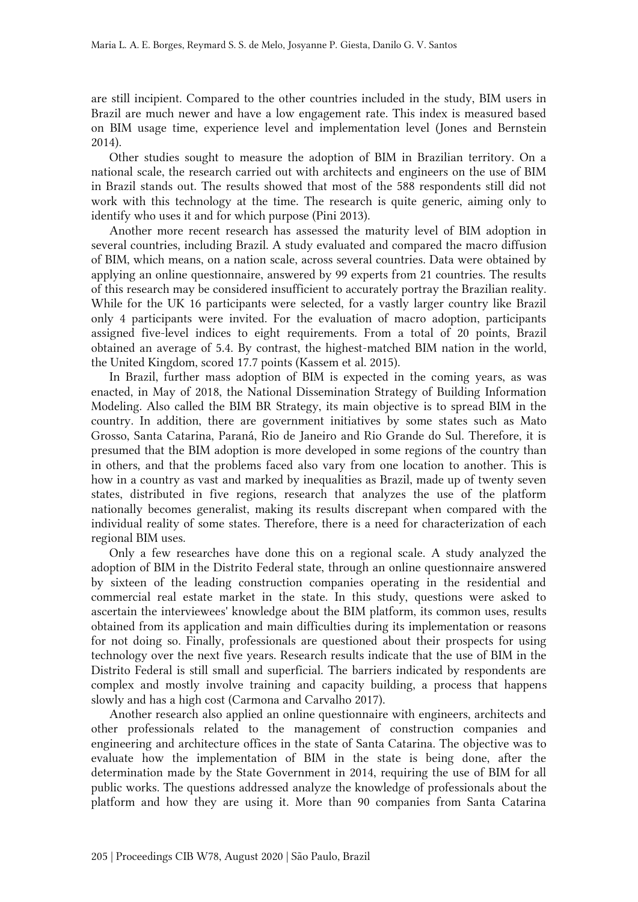are still incipient. Compared to the other countries included in the study, BIM users in Brazil are much newer and have a low engagement rate. This index is measured based on BIM usage time, experience level and implementation level (Jones and Bernstein 2014).

Other studies sought to measure the adoption of BIM in Brazilian territory. On a national scale, the research carried out with architects and engineers on the use of BIM in Brazil stands out. The results showed that most of the 588 respondents still did not work with this technology at the time. The research is quite generic, aiming only to identify who uses it and for which purpose (Pini 2013).

Another more recent research has assessed the maturity level of BIM adoption in several countries, including Brazil. A study evaluated and compared the macro diffusion of BIM, which means, on a nation scale, across several countries. Data were obtained by applying an online questionnaire, answered by 99 experts from 21 countries. The results of this research may be considered insufficient to accurately portray the Brazilian reality. While for the UK 16 participants were selected, for a vastly larger country like Brazil only 4 participants were invited. For the evaluation of macro adoption, participants assigned five-level indices to eight requirements. From a total of 20 points, Brazil obtained an average of 5.4. By contrast, the highest-matched BIM nation in the world, the United Kingdom, scored 17.7 points (Kassem et al. 2015).

In Brazil, further mass adoption of BIM is expected in the coming years, as was enacted, in May of 2018, the National Dissemination Strategy of Building Information Modeling. Also called the BIM BR Strategy, its main objective is to spread BIM in the country. In addition, there are government initiatives by some states such as Mato Grosso, Santa Catarina, Paraná, Rio de Janeiro and Rio Grande do Sul. Therefore, it is presumed that the BIM adoption is more developed in some regions of the country than in others, and that the problems faced also vary from one location to another. This is how in a country as vast and marked by inequalities as Brazil, made up of twenty seven states, distributed in five regions, research that analyzes the use of the platform nationally becomes generalist, making its results discrepant when compared with the individual reality of some states. Therefore, there is a need for characterization of each regional BIM uses.

Only a few researches have done this on a regional scale. A study analyzed the adoption of BIM in the Distrito Federal state, through an online questionnaire answered by sixteen of the leading construction companies operating in the residential and commercial real estate market in the state. In this study, questions were asked to ascertain the interviewees' knowledge about the BIM platform, its common uses, results obtained from its application and main difficulties during its implementation or reasons for not doing so. Finally, professionals are questioned about their prospects for using technology over the next five years. Research results indicate that the use of BIM in the Distrito Federal is still small and superficial. The barriers indicated by respondents are complex and mostly involve training and capacity building, a process that happens slowly and has a high cost (Carmona and Carvalho 2017).

Another research also applied an online questionnaire with engineers, architects and other professionals related to the management of construction companies and engineering and architecture offices in the state of Santa Catarina. The objective was to evaluate how the implementation of BIM in the state is being done, after the determination made by the State Government in 2014, requiring the use of BIM for all public works. The questions addressed analyze the knowledge of professionals about the platform and how they are using it. More than 90 companies from Santa Catarina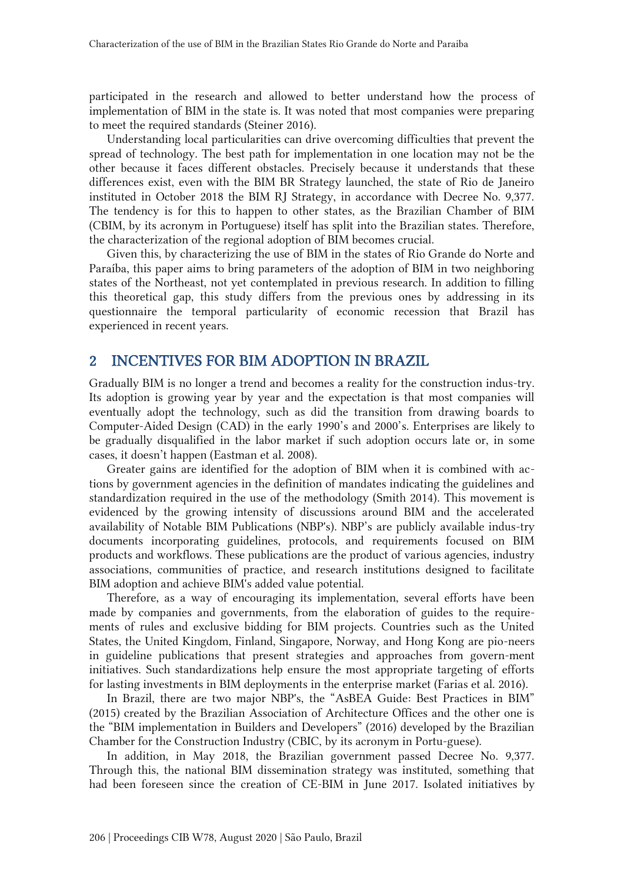participated in the research and allowed to better understand how the process of implementation of BIM in the state is. It was noted that most companies were preparing to meet the required standards (Steiner 2016).

Understanding local particularities can drive overcoming difficulties that prevent the spread of technology. The best path for implementation in one location may not be the other because it faces different obstacles. Precisely because it understands that these differences exist, even with the BIM BR Strategy launched, the state of Rio de Janeiro instituted in October 2018 the BIM RJ Strategy, in accordance with Decree No. 9,377. The tendency is for this to happen to other states, as the Brazilian Chamber of BIM (CBIM, by its acronym in Portuguese) itself has split into the Brazilian states. Therefore, the characterization of the regional adoption of BIM becomes crucial.

Given this, by characterizing the use of BIM in the states of Rio Grande do Norte and Paraíba, this paper aims to bring parameters of the adoption of BIM in two neighboring states of the Northeast, not yet contemplated in previous research. In addition to filling this theoretical gap, this study differs from the previous ones by addressing in its questionnaire the temporal particularity of economic recession that Brazil has experienced in recent years.

## 2 INCENTIVES FOR BIM ADOPTION IN BRAZIL

Gradually BIM is no longer a trend and becomes a reality for the construction indus-try. Its adoption is growing year by year and the expectation is that most companies will eventually adopt the technology, such as did the transition from drawing boards to Computer-Aided Design (CAD) in the early 1990's and 2000's. Enterprises are likely to be gradually disqualified in the labor market if such adoption occurs late or, in some cases, it doesn't happen (Eastman et al. 2008).

Greater gains are identified for the adoption of BIM when it is combined with ac-tions by government agencies in the definition of mandates indicating the guidelines and standardization required in the use of the methodology (Smith 2014). This movement is evidenced by the growing intensity of discussions around BIM and the accelerated availability of Notable BIM Publications (NBP's). NBP's are publicly available indus-try documents incorporating guidelines, protocols, and requirements focused on BIM products and workflows. These publications are the product of various agencies, industry associations, communities of practice, and research institutions designed to facilitate BIM adoption and achieve BIM's added value potential.

Therefore, as a way of encouraging its implementation, several efforts have been made by companies and governments, from the elaboration of guides to the require-ments of rules and exclusive bidding for BIM projects. Countries such as the United States, the United Kingdom, Finland, Singapore, Norway, and Hong Kong are pio-neers in guideline publications that present strategies and approaches from govern-ment initiatives. Such standardizations help ensure the most appropriate targeting of efforts for lasting investments in BIM deployments in the enterprise market (Farias et al. 2016).

In Brazil, there are two major NBP's, the "AsBEA Guide: Best Practices in BIM" (2015) created by the Brazilian Association of Architecture Offices and the other one is the "BIM implementation in Builders and Developers" (2016) developed by the Brazilian Chamber for the Construction Industry (CBIC, by its acronym in Portu-guese).

In addition, in May 2018, the Brazilian government passed Decree No. 9,377. Through this, the national BIM dissemination strategy was instituted, something that had been foreseen since the creation of CE-BIM in June 2017. Isolated initiatives by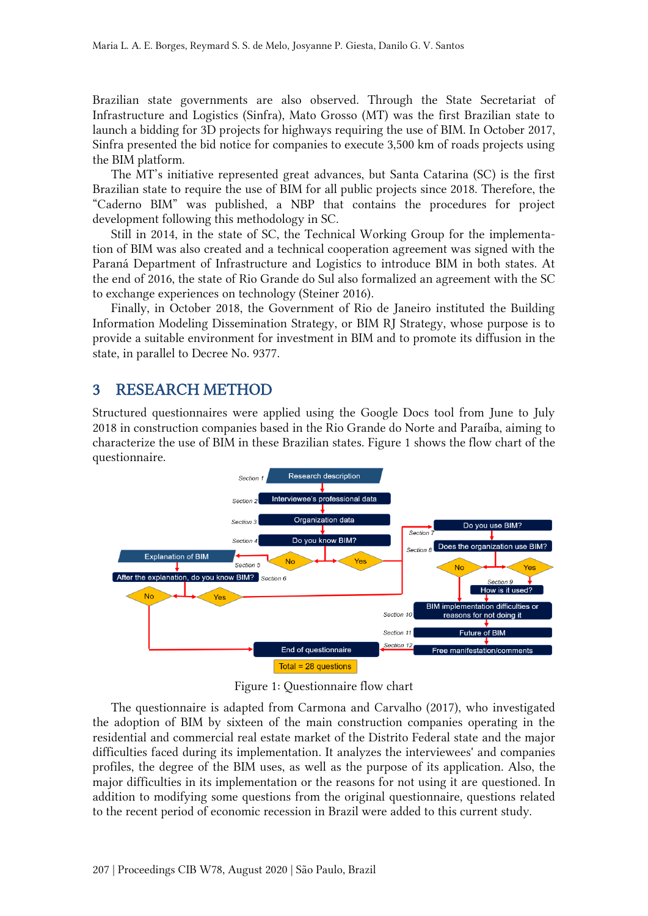Brazilian state governments are also observed. Through the State Secretariat of Infrastructure and Logistics (Sinfra), Mato Grosso (MT) was the first Brazilian state to launch a bidding for 3D projects for highways requiring the use of BIM. In October 2017, Sinfra presented the bid notice for companies to execute 3,500 km of roads projects using the BIM platform.

The MT's initiative represented great advances, but Santa Catarina (SC) is the first Brazilian state to require the use of BIM for all public projects since 2018. Therefore, the "Caderno BIM" was published, a NBP that contains the procedures for project development following this methodology in SC.

Still in 2014, in the state of SC, the Technical Working Group for the implementation of BIM was also created and a technical cooperation agreement was signed with the Paraná Department of Infrastructure and Logistics to introduce BIM in both states. At the end of 2016, the state of Rio Grande do Sul also formalized an agreement with the SC to exchange experiences on technology (Steiner 2016).

Finally, in October 2018, the Government of Rio de Janeiro instituted the Building Information Modeling Dissemination Strategy, or BIM RJ Strategy, whose purpose is to provide a suitable environment for investment in BIM and to promote its diffusion in the state, in parallel to Decree No. 9377.

## 3 RESEARCH METHOD

Structured questionnaires were applied using the Google Docs tool from June to July 2018 in construction companies based in the Rio Grande do Norte and Paraíba, aiming to characterize the use of BIM in these Brazilian states. Figure 1 shows the flow chart of the questionnaire.

Figure 1: Questionnaire flow chart

The questionnaire is adapted from Carmona and Carvalho (2017), who investigated the adoption of BIM by sixteen of the main construction companies operating in the residential and commercial real estate market of the Distrito Federal state and the major difficulties faced during its implementation. It analyzes the interviewees' and companies profiles, the degree of the BIM uses, as well as the purpose of its application. Also, the major difficulties in its implementation or the reasons for not using it are questioned. In addition to modifying some questions from the original questionnaire, questions related to the recent period of economic recession in Brazil were added to this current study.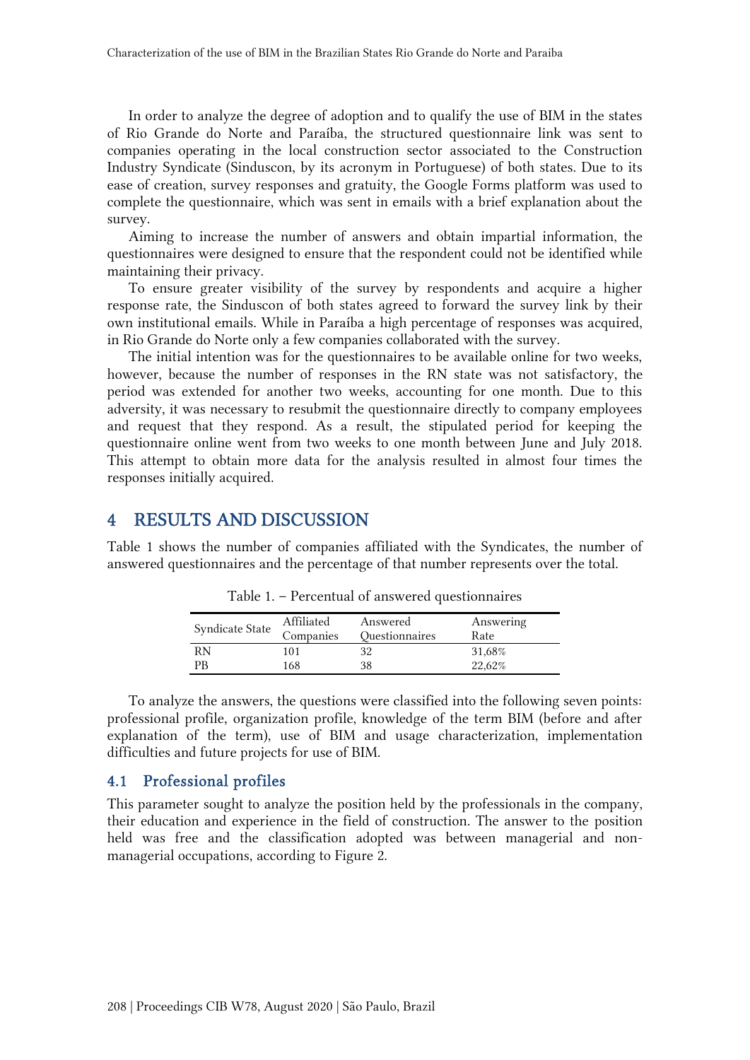In order to analyze the degree of adoption and to qualify the use of BIM in the states of Rio Grande do Norte and Paraíba, the structured questionnaire link was sent to companies operating in the local construction sector associated to the Construction Industry Syndicate (Sinduscon, by its acronym in Portuguese) of both states. Due to its ease of creation, survey responses and gratuity, the Google Forms platform was used to complete the questionnaire, which was sent in emails with a brief explanation about the survey.

Aiming to increase the number of answers and obtain impartial information, the questionnaires were designed to ensure that the respondent could not be identified while maintaining their privacy.

To ensure greater visibility of the survey by respondents and acquire a higher response rate, the Sinduscon of both states agreed to forward the survey link by their own institutional emails. While in Paraíba a high percentage of responses was acquired, in Rio Grande do Norte only a few companies collaborated with the survey.

The initial intention was for the questionnaires to be available online for two weeks, however, because the number of responses in the RN state was not satisfactory, the period was extended for another two weeks, accounting for one month. Due to this adversity, it was necessary to resubmit the questionnaire directly to company employees and request that they respond. As a result, the stipulated period for keeping the questionnaire online went from two weeks to one month between June and July 2018. This attempt to obtain more data for the analysis resulted in almost four times the responses initially acquired.

# 4 RESULTS AND DISCUSSION

Table 1 shows the number of companies affiliated with the Syndicates, the number of answered questionnaires and the percentage of that number represents over the total.

Table 1. – Percentual of answered questionnaires

| Syndicate State | Affiliated Companies | Answered Questionnaires | Answering Rate |
|---|---|---|---|
| RN | 101 | 32 | 31,68% |
| PB | 168 | 38 | 22,62% |

To analyze the answers, the questions were classified into the following seven points: professional profile, organization profile, knowledge of the term BIM (before and after explanation of the term), use of BIM and usage characterization, implementation difficulties and future projects for use of BIM.

## 4.1 Professional profiles

This parameter sought to analyze the position held by the professionals in the company, their education and experience in the field of construction. The answer to the position held was free and the classification adopted was between managerial and non-managerial occupations, according to Figure 2.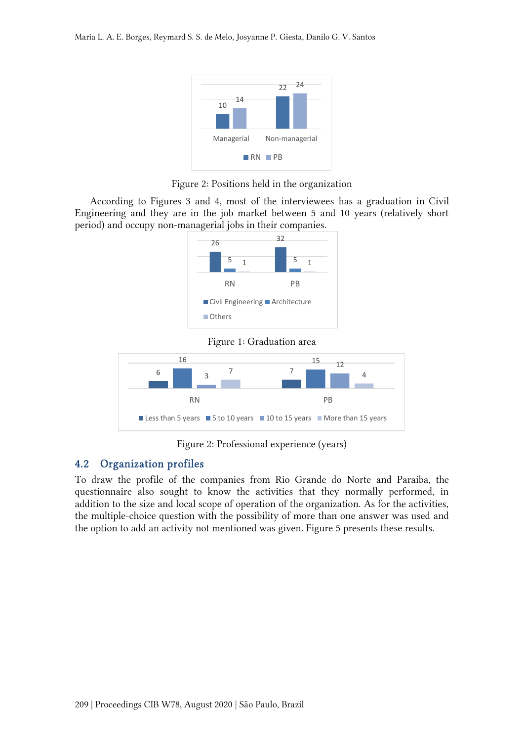Figure 2: Positions held in the organization

According to Figures 3 and 4, most of the interviewees has a graduation in Civil Engineering and they are in the job market between 5 and 10 years (relatively short period) and occupy non-managerial jobs in their companies.

Figure 1: Graduation area

Figure 2: Professional experience (years)

## 4.2 Organization profiles

To draw the profile of the companies from Rio Grande do Norte and Paraiba, the questionnaire also sought to know the activities that they normally performed, in addition to the size and local scope of operation of the organization. As for the activities, the multiple-choice question with the possibility of more than one answer was used and the option to add an activity not mentioned was given. Figure 5 presents these results.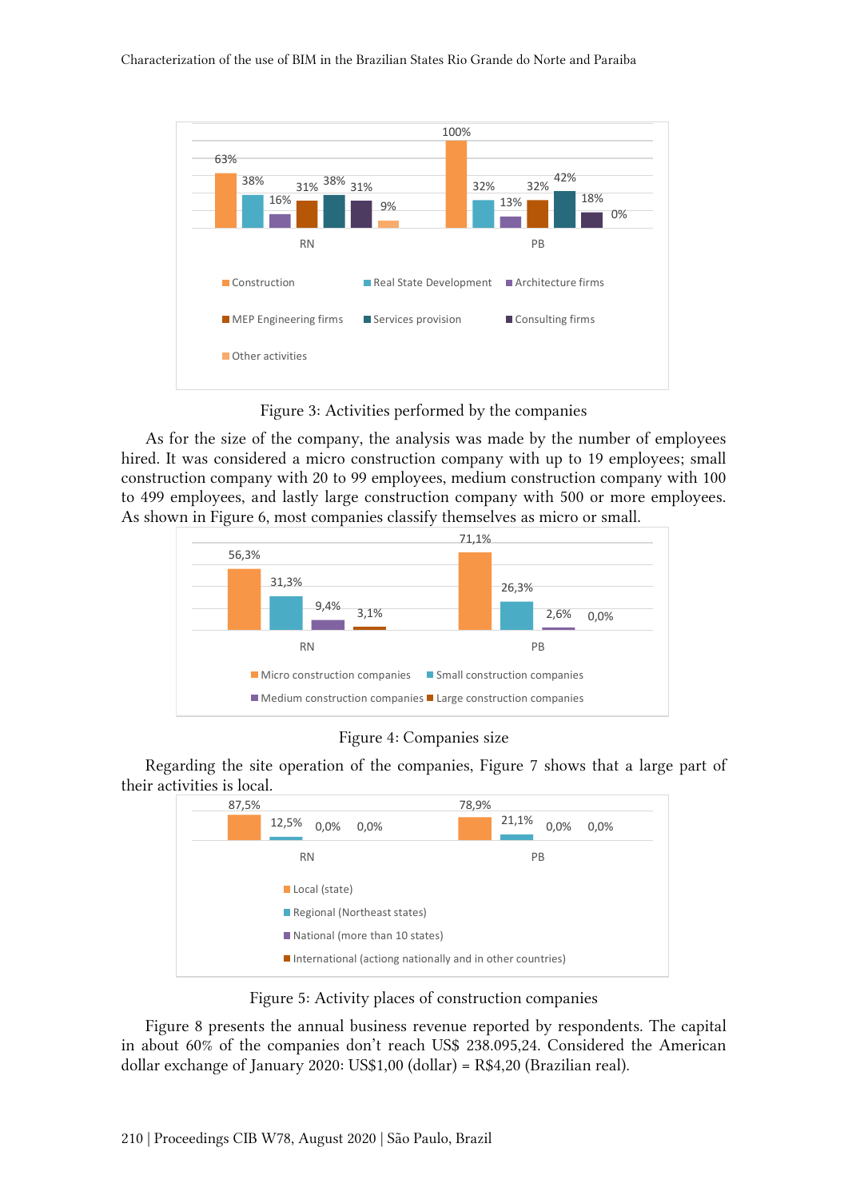Figure 3: Activities performed by the companies

As for the size of the company, the analysis was made by the number of employees hired. It was considered a micro construction company with up to 19 employees; small construction company with 20 to 99 employees, medium construction company with 100 to 499 employees, and lastly large construction company with 500 or more employees. As shown in Figure 6, most companies classify themselves as micro or small.

Figure 4: Companies size

Regarding the site operation of the companies, Figure 7 shows that a large part of their activities is local.

Figure 5: Activity places of construction companies

Figure 8 presents the annual business revenue reported by respondents. The capital in about 60% of the companies don't reach US$ 238.095,24. Considered the American dollar exchange of January 2020: US$1,00 (dollar) = R$4,20 (Brazilian real).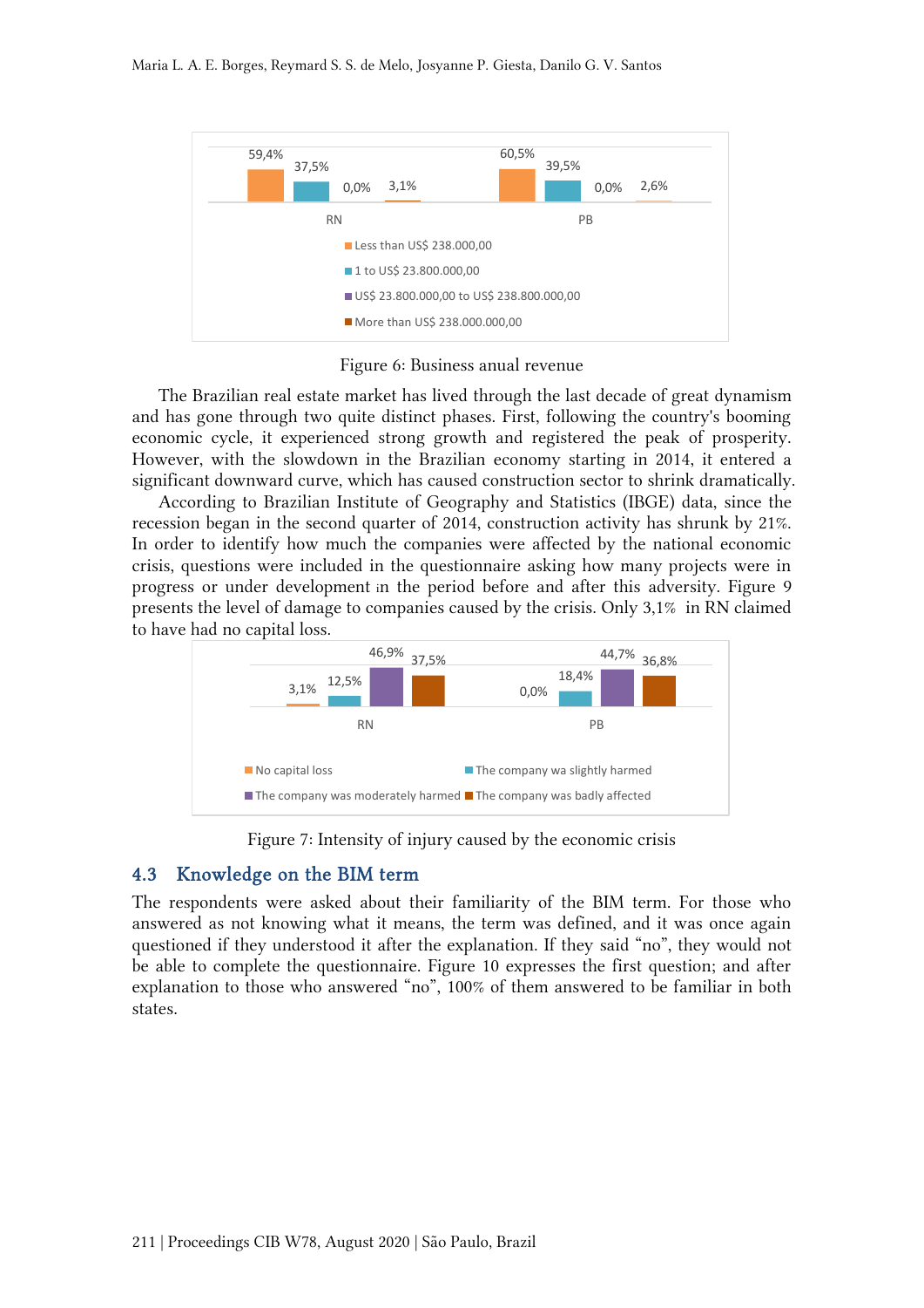| | RN | PB |
|---|---|---|
| Less than US$ 238.000,00 | 59,4% | 60,5% |
| 1 to US$ 23.800.000,00 | 37,5% | 39,5% |
| US$ 23.800.000,00 to US$ 238.800.000,00 | 0,0% | 0,0% |
| More than US$ 238.000.000,00 | 3,1% | 2,6% |

Figure 6: Business anual revenue

The Brazilian real estate market has lived through the last decade of great dynamism and has gone through two quite distinct phases. First, following the country's booming economic cycle, it experienced strong growth and registered the peak of prosperity. However, with the slowdown in the Brazilian economy starting in 2014, it entered a significant downward curve, which has caused construction sector to shrink dramatically.

According to Brazilian Institute of Geography and Statistics (IBGE) data, since the recession began in the second quarter of 2014, construction activity has shrunk by 21%. In order to identify how much the companies were affected by the national economic crisis, questions were included in the questionnaire asking how many projects were in progress or under development in the period before and after this adversity. Figure 9 presents the level of damage to companies caused by the crisis. Only 3,1% in RN claimed to have had no capital loss.

| | RN | PB |
|---|---|---|
| No capital loss | 3,1% | 0,0% |
| The company wa slightly harmed | 12,5% | 18,4% |
| The company was moderately harmed | 46,9% | 44,7% |
| The company was badly affected | 37,5% | 36,8% |

Figure 7: Intensity of injury caused by the economic crisis

## 4.3 Knowledge on the BIM term

The respondents were asked about their familiarity of the BIM term. For those who answered as not knowing what it means, the term was defined, and it was once again questioned if they understood it after the explanation. If they said "no", they would not be able to complete the questionnaire. Figure 10 expresses the first question; and after explanation to those who answered "no", 100% of them answered to be familiar in both states.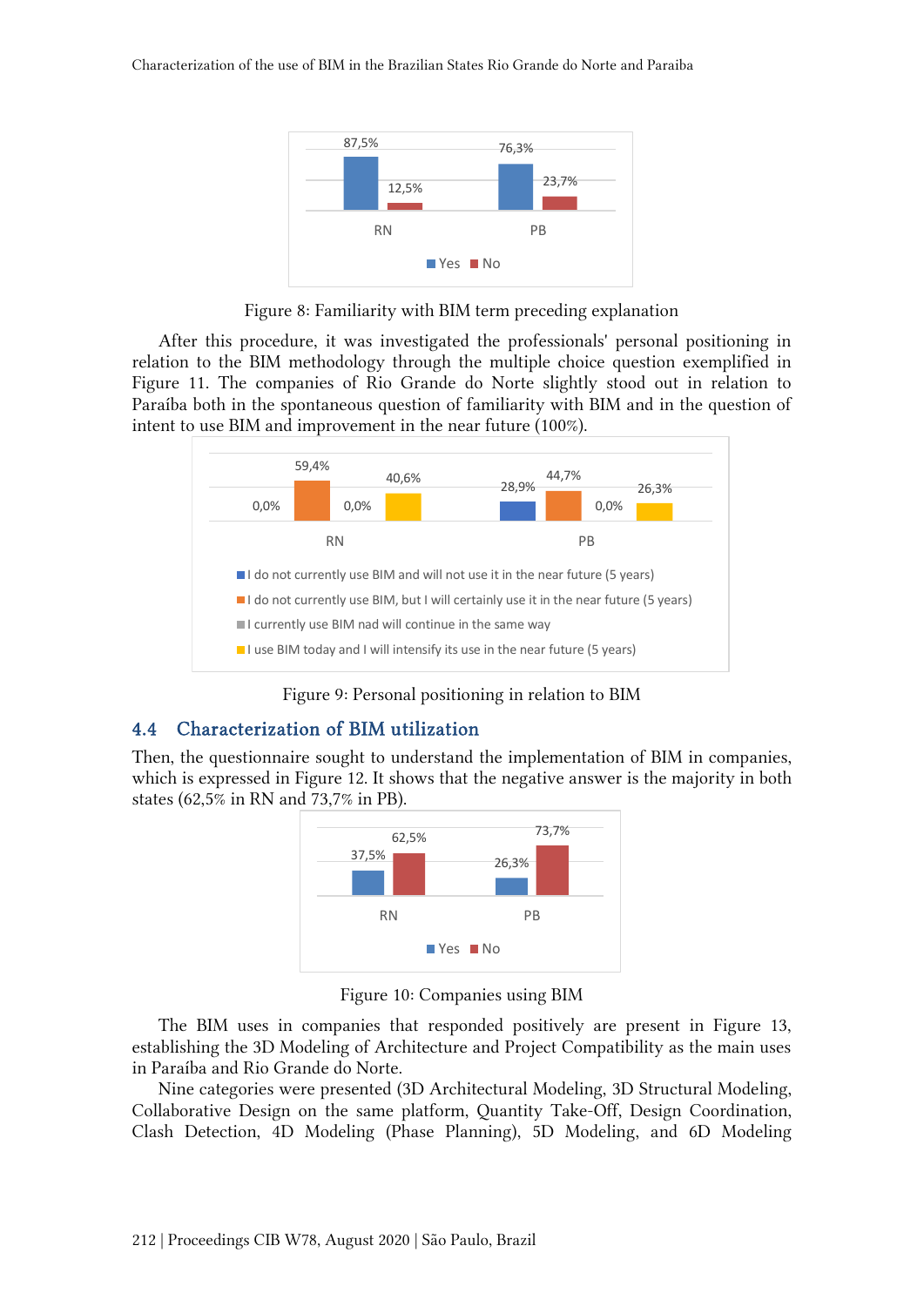Figure 8: Familiarity with BIM term preceding explanation

After this procedure, it was investigated the professionals' personal positioning in relation to the BIM methodology through the multiple choice question exemplified in Figure 11. The companies of Rio Grande do Norte slightly stood out in relation to Paraíba both in the spontaneous question of familiarity with BIM and in the question of intent to use BIM and improvement in the near future (100%).

Figure 9: Personal positioning in relation to BIM

## 4.4 Characterization of BIM utilization

Then, the questionnaire sought to understand the implementation of BIM in companies, which is expressed in Figure 12. It shows that the negative answer is the majority in both states (62,5% in RN and 73,7% in PB).

Figure 10: Companies using BIM

The BIM uses in companies that responded positively are present in Figure 13, establishing the 3D Modeling of Architecture and Project Compatibility as the main uses in Paraíba and Rio Grande do Norte.

Nine categories were presented (3D Architectural Modeling, 3D Structural Modeling, Collaborative Design on the same platform, Quantity Take-Off, Design Coordination, Clash Detection, 4D Modeling (Phase Planning), 5D Modeling, and 6D Modeling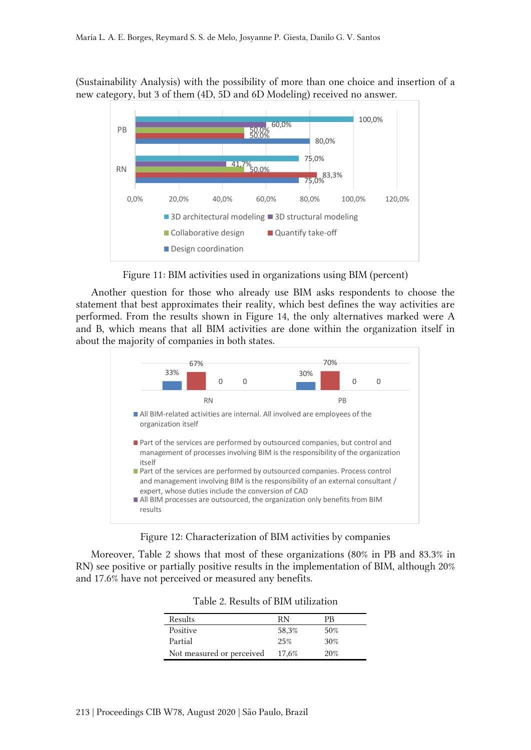(Sustainability Analysis) with the possibility of more than one choice and insertion of a new category, but 3 of them (4D, 5D and 6D Modeling) received no answer.

Figure 11: BIM activities used in organizations using BIM (percent)

Another question for those who already use BIM asks respondents to choose the statement that best approximates their reality, which best defines the way activities are performed. From the results shown in Figure 14, the only alternatives marked were A and B, which means that all BIM activities are done within the organization itself in about the majority of companies in both states.

Figure 12: Characterization of BIM activities by companies

Moreover, Table 2 shows that most of these organizations (80% in PB and 83.3% in RN) see positive or partially positive results in the implementation of BIM, although 20% and 17.6% have not perceived or measured any benefits.

Table 2. Results of BIM utilization

| Results | RN | PB |
|---|---|---|
| Positive | 58,3% | 50% |
| Partial | 25% | 30% |
| Not measured or perceived | 17,6% | 20% |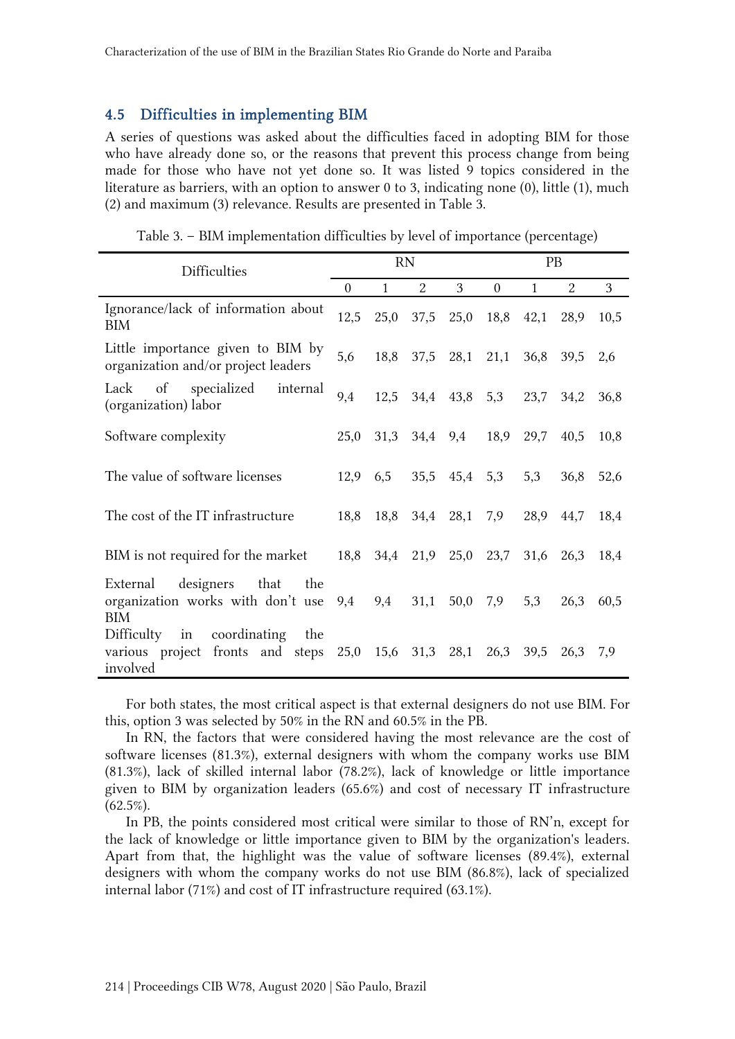## 4.5 Difficulties in implementing BIM

A series of questions was asked about the difficulties faced in adopting BIM for those who have already done so, or the reasons that prevent this process change from being made for those who have not yet done so. It was listed 9 topics considered in the literature as barriers, with an option to answer 0 to 3, indicating none (0), little (1), much (2) and maximum (3) relevance. Results are presented in Table 3.

Table 3. – BIM implementation difficulties by level of importance (percentage)

| Difficulties | RN | | | | PB | | | |
|---|---|---|---|---|---|---|---|---|
| | 0 | 1 | 2 | 3 | 0 | 1 | 2 | 3 |
| Ignorance/lack of information about BIM | 12,5 | 25,0 | 37,5 | 25,0 | 18,8 | 42,1 | 28,9 | 10,5 |
| Little importance given to BIM by organization and/or project leaders | 5,6 | 18,8 | 37,5 | 28,1 | 21,1 | 36,8 | 39,5 | 2,6 |
| Lack of specialized internal (organization) labor | 9,4 | 12,5 | 34,4 | 43,8 | 5,3 | 23,7 | 34,2 | 36,8 |
| Software complexity | 25,0 | 31,3 | 34,4 | 9,4 | 18,9 | 29,7 | 40,5 | 10,8 |
| The value of software licenses | 12,9 | 6,5 | 35,5 | 45,4 | 5,3 | 5,3 | 36,8 | 52,6 |
| The cost of the IT infrastructure | 18,8 | 18,8 | 34,4 | 28,1 | 7,9 | 28,9 | 44,7 | 18,4 |
| BIM is not required for the market | 18,8 | 34,4 | 21,9 | 25,0 | 23,7 | 31,6 | 26,3 | 18,4 |
| External designers that the organization works with don't use BIM | 9,4 | 9,4 | 31,1 | 50,0 | 7,9 | 5,3 | 26,3 | 60,5 |
| Difficulty in coordinating the various project fronts and steps involved | 25,0 | 15,6 | 31,3 | 28,1 | 26,3 | 39,5 | 26,3 | 7,9 |

For both states, the most critical aspect is that external designers do not use BIM. For this, option 3 was selected by 50% in the RN and 60.5% in the PB.

In RN, the factors that were considered having the most relevance are the cost of software licenses (81.3%), external designers with whom the company works use BIM (81.3%), lack of skilled internal labor (78.2%), lack of knowledge or little importance given to BIM by organization leaders (65.6%) and cost of necessary IT infrastructure (62.5%).

In PB, the points considered most critical were similar to those of RN'n, except for the lack of knowledge or little importance given to BIM by the organization's leaders. Apart from that, the highlight was the value of software licenses (89.4%), external designers with whom the company works do not use BIM (86.8%), lack of specialized internal labor (71%) and cost of IT infrastructure required (63.1%).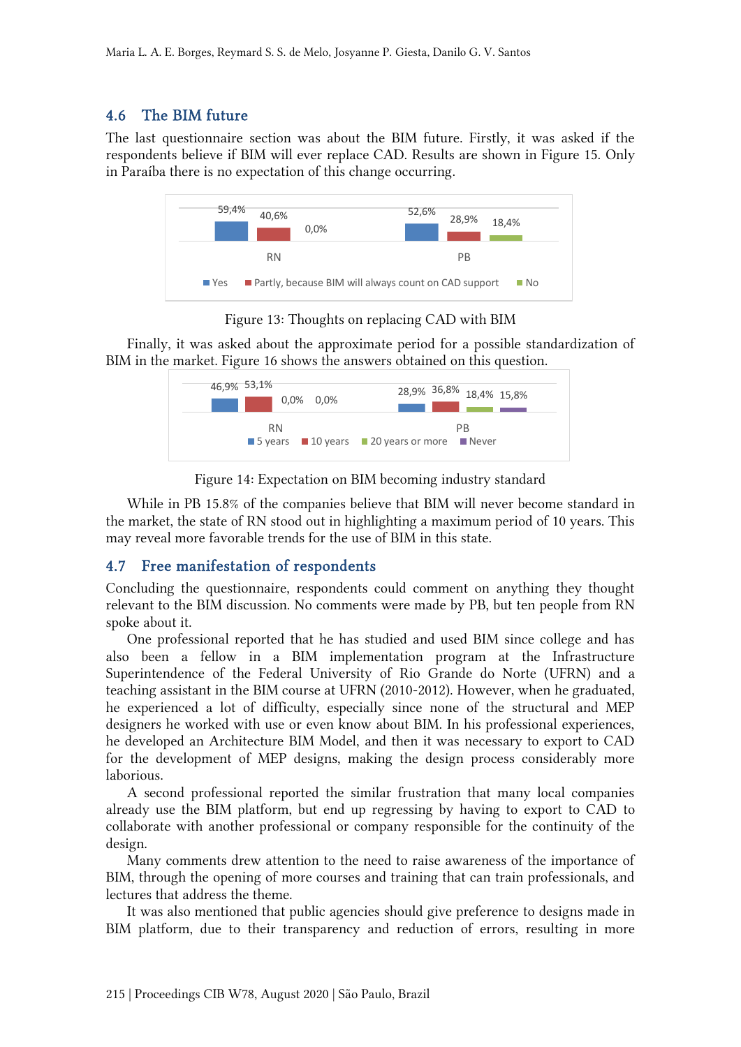## 4.6 The BIM future

The last questionnaire section was about the BIM future. Firstly, it was asked if the respondents believe if BIM will ever replace CAD. Results are shown in Figure 15. Only in Paraíba there is no expectation of this change occurring.

| | Yes | Partly, because BIM will always count on CAD support | No |
|---|---|---|---|
| RN | 59,4% | 40,6% | 0,0% |
| PB | 52,6% | 28,9% | 18,4% |

Figure 13: Thoughts on replacing CAD with BIM

Finally, it was asked about the approximate period for a possible standardization of BIM in the market. Figure 16 shows the answers obtained on this question.

| | 5 years | 10 years | 20 years or more | Never |
|---|---|---|---|---|
| RN | 46,9% | 53,1% | 0,0% | 0,0% |
| PB | 28,9% | 36,8% | 18,4% | 15,8% |

Figure 14: Expectation on BIM becoming industry standard

While in PB 15.8% of the companies believe that BIM will never become standard in the market, the state of RN stood out in highlighting a maximum period of 10 years. This may reveal more favorable trends for the use of BIM in this state.

## 4.7 Free manifestation of respondents

Concluding the questionnaire, respondents could comment on anything they thought relevant to the BIM discussion. No comments were made by PB, but ten people from RN spoke about it.

One professional reported that he has studied and used BIM since college and has also been a fellow in a BIM implementation program at the Infrastructure Superintendence of the Federal University of Rio Grande do Norte (UFRN) and a teaching assistant in the BIM course at UFRN (2010-2012). However, when he graduated, he experienced a lot of difficulty, especially since none of the structural and MEP designers he worked with use or even know about BIM. In his professional experiences, he developed an Architecture BIM Model, and then it was necessary to export to CAD for the development of MEP designs, making the design process considerably more laborious.

A second professional reported the similar frustration that many local companies already use the BIM platform, but end up regressing by having to export to CAD to collaborate with another professional or company responsible for the continuity of the design.

Many comments drew attention to the need to raise awareness of the importance of BIM, through the opening of more courses and training that can train professionals, and lectures that address the theme.

It was also mentioned that public agencies should give preference to designs made in BIM platform, due to their transparency and reduction of errors, resulting in more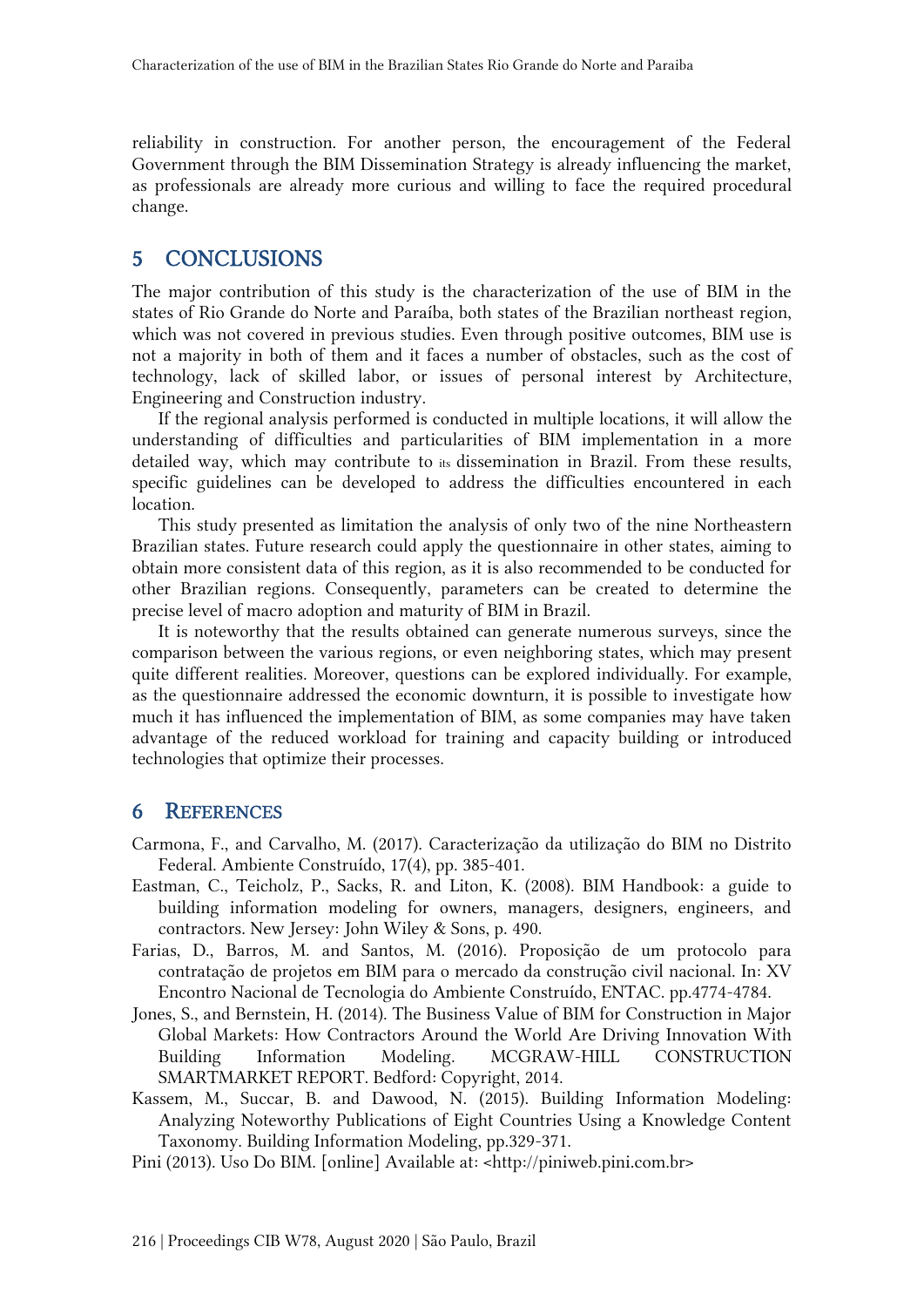reliability in construction. For another person, the encouragement of the Federal Government through the BIM Dissemination Strategy is already influencing the market, as professionals are already more curious and willing to face the required procedural change.

## 5 CONCLUSIONS

The major contribution of this study is the characterization of the use of BIM in the states of Rio Grande do Norte and Paraíba, both states of the Brazilian northeast region, which was not covered in previous studies. Even through positive outcomes, BIM use is not a majority in both of them and it faces a number of obstacles, such as the cost of technology, lack of skilled labor, or issues of personal interest by Architecture, Engineering and Construction industry.

If the regional analysis performed is conducted in multiple locations, it will allow the understanding of difficulties and particularities of BIM implementation in a more detailed way, which may contribute to its dissemination in Brazil. From these results, specific guidelines can be developed to address the difficulties encountered in each location.

This study presented as limitation the analysis of only two of the nine Northeastern Brazilian states. Future research could apply the questionnaire in other states, aiming to obtain more consistent data of this region, as it is also recommended to be conducted for other Brazilian regions. Consequently, parameters can be created to determine the precise level of macro adoption and maturity of BIM in Brazil.

It is noteworthy that the results obtained can generate numerous surveys, since the comparison between the various regions, or even neighboring states, which may present quite different realities. Moreover, questions can be explored individually. For example, as the questionnaire addressed the economic downturn, it is possible to investigate how much it has influenced the implementation of BIM, as some companies may have taken advantage of the reduced workload for training and capacity building or introduced technologies that optimize their processes.

## 6 REFERENCES

Carmona, F., and Carvalho, M. (2017). Caracterização da utilização do BIM no Distrito Federal. Ambiente Construído, 17(4), pp. 385-401.

Eastman, C., Teicholz, P., Sacks, R. and Liton, K. (2008). BIM Handbook: a guide to building information modeling for owners, managers, designers, engineers, and contractors. New Jersey: John Wiley & Sons, p. 490.

Farias, D., Barros, M. and Santos, M. (2016). Proposição de um protocolo para contratação de projetos em BIM para o mercado da construção civil nacional. In: XV Encontro Nacional de Tecnologia do Ambiente Construído, ENTAC. pp.4774-4784.

Jones, S., and Bernstein, H. (2014). The Business Value of BIM for Construction in Major Global Markets: How Contractors Around the World Are Driving Innovation With Building Information Modeling. MCGRAW-HILL CONSTRUCTION SMARTMARKET REPORT. Bedford: Copyright, 2014.

Kassem, M., Succar, B. and Dawood, N. (2015). Building Information Modeling: Analyzing Noteworthy Publications of Eight Countries Using a Knowledge Content Taxonomy. Building Information Modeling, pp.329-371.

Pini (2013). Uso Do BIM. [online] Available at: <http://piniweb.pini.com.br>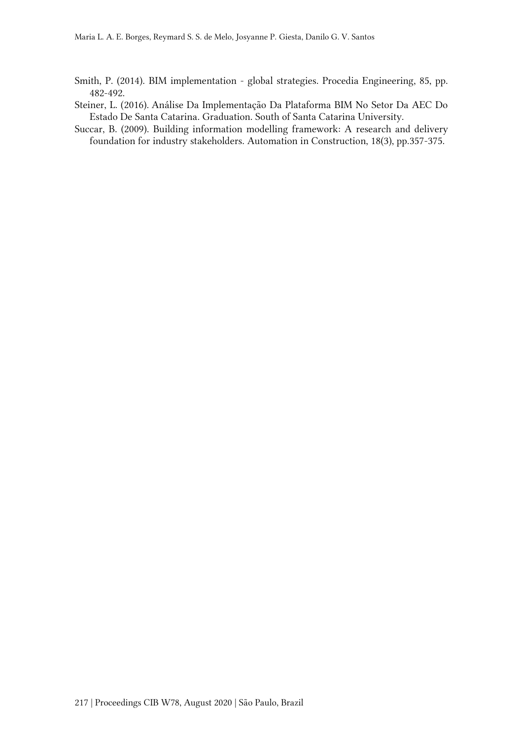Smith, P. (2014). BIM implementation - global strategies. Procedia Engineering, 85, pp. 482-492.

Steiner, L. (2016). Análise Da Implementação Da Plataforma BIM No Setor Da AEC Do Estado De Santa Catarina. Graduation. South of Santa Catarina University.

Succar, B. (2009). Building information modelling framework: A research and delivery foundation for industry stakeholders. Automation in Construction, 18(3), pp.357-375.